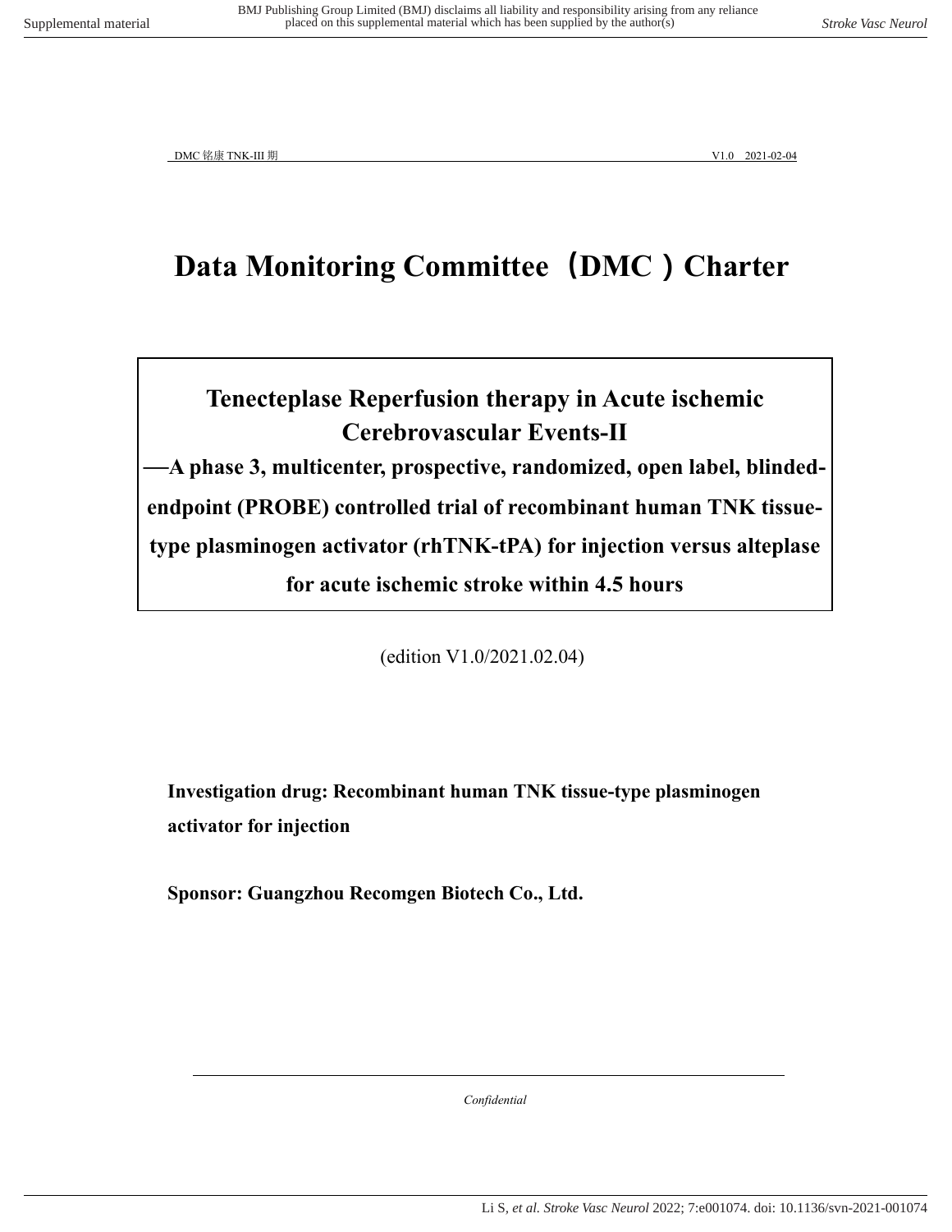# Data Monitoring Committee（DMC）Charter

**Tenecteplase Reperfusion therapy in Acute ischemic Cerebrovascular Events-II**

**—A phase 3, multicenter, prospective, randomized, open label, blinded-endpoint (PROBE) controlled trial of recombinant human TNK tissue-type plasminogen activator (rhTNK-tPA) for injection versus alteplase for acute ischemic stroke within 4.5 hours**

(edition V1.0/2021.02.04)

**Investigation drug: Recombinant human TNK tissue-type plasminogen activator for injection**

**Sponsor: Guangzhou Recomgen Biotech Co., Ltd.**

*Confidential*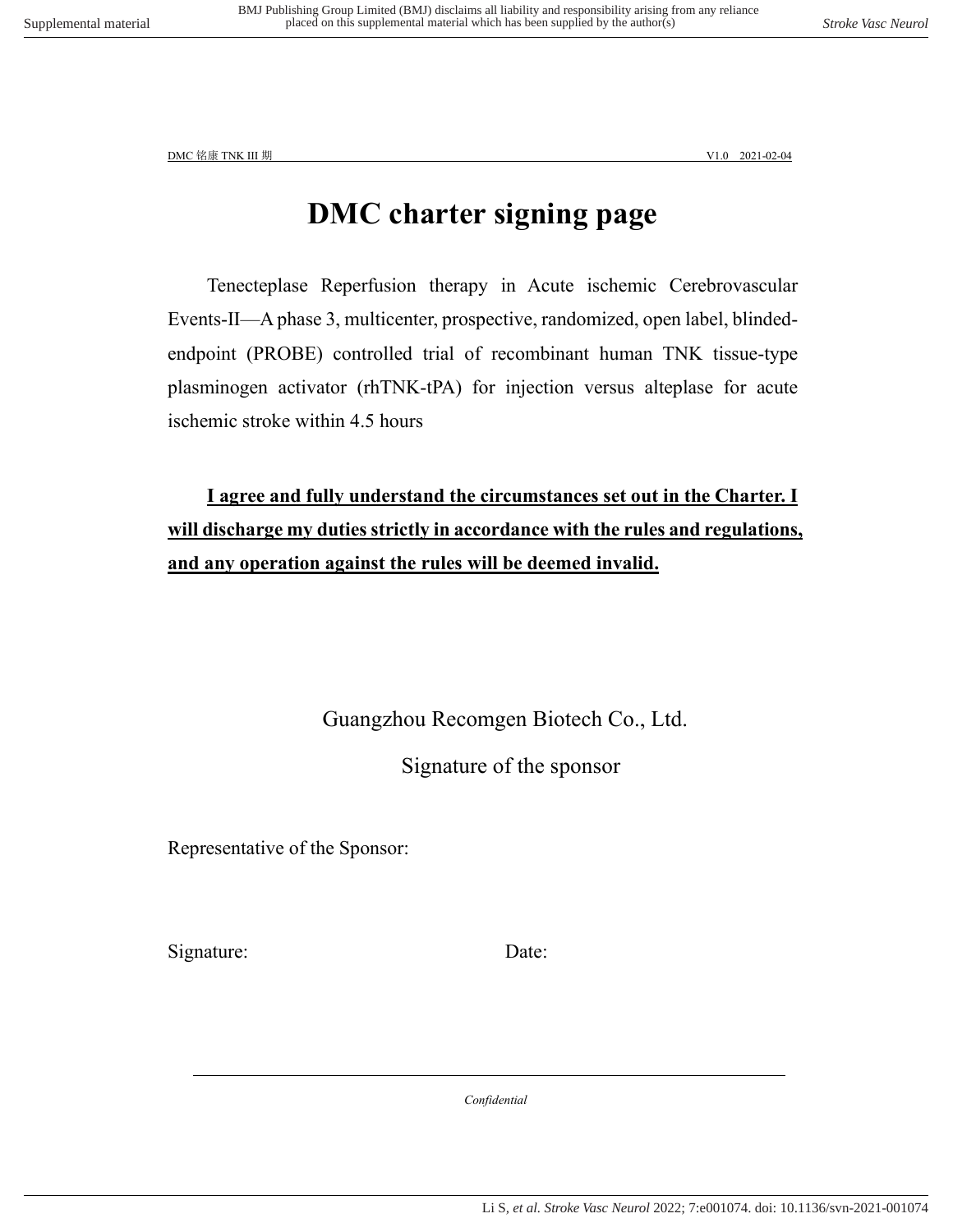# DMC charter signing page

Tenecteplase Reperfusion therapy in Acute ischemic Cerebrovascular Events-II—A phase 3, multicenter, prospective, randomized, open label, blinded-endpoint (PROBE) controlled trial of recombinant human TNK tissue-type plasminogen activator (rhTNK-tPA) for injection versus alteplase for acute ischemic stroke within 4.5 hours

**I agree and fully understand the circumstances set out in the Charter. I will discharge my duties strictly in accordance with the rules and regulations, and any operation against the rules will be deemed invalid.**

Guangzhou Recomgen Biotech Co., Ltd.

Signature of the sponsor

Representative of the Sponsor:

Signature: Date:

*Confidential*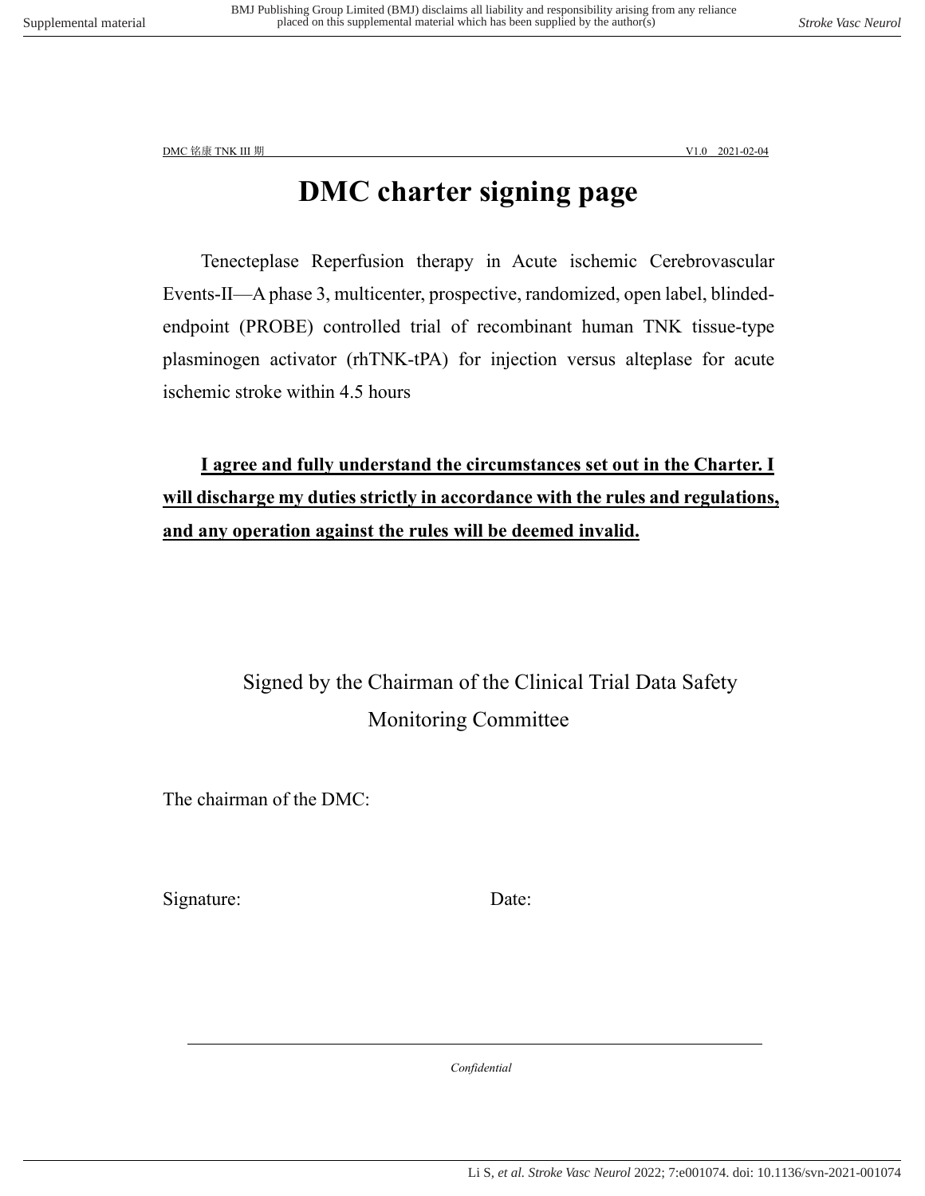# DMC charter signing page

Tenecteplase Reperfusion therapy in Acute ischemic Cerebrovascular Events-II—A phase 3, multicenter, prospective, randomized, open label, blinded-endpoint (PROBE) controlled trial of recombinant human TNK tissue-type plasminogen activator (rhTNK-tPA) for injection versus alteplase for acute ischemic stroke within 4.5 hours

**I agree and fully understand the circumstances set out in the Charter. I will discharge my duties strictly in accordance with the rules and regulations, and any operation against the rules will be deemed invalid.**

Signed by the Chairman of the Clinical Trial Data Safety Monitoring Committee

The chairman of the DMC:

Signature: Date:

*Confidential*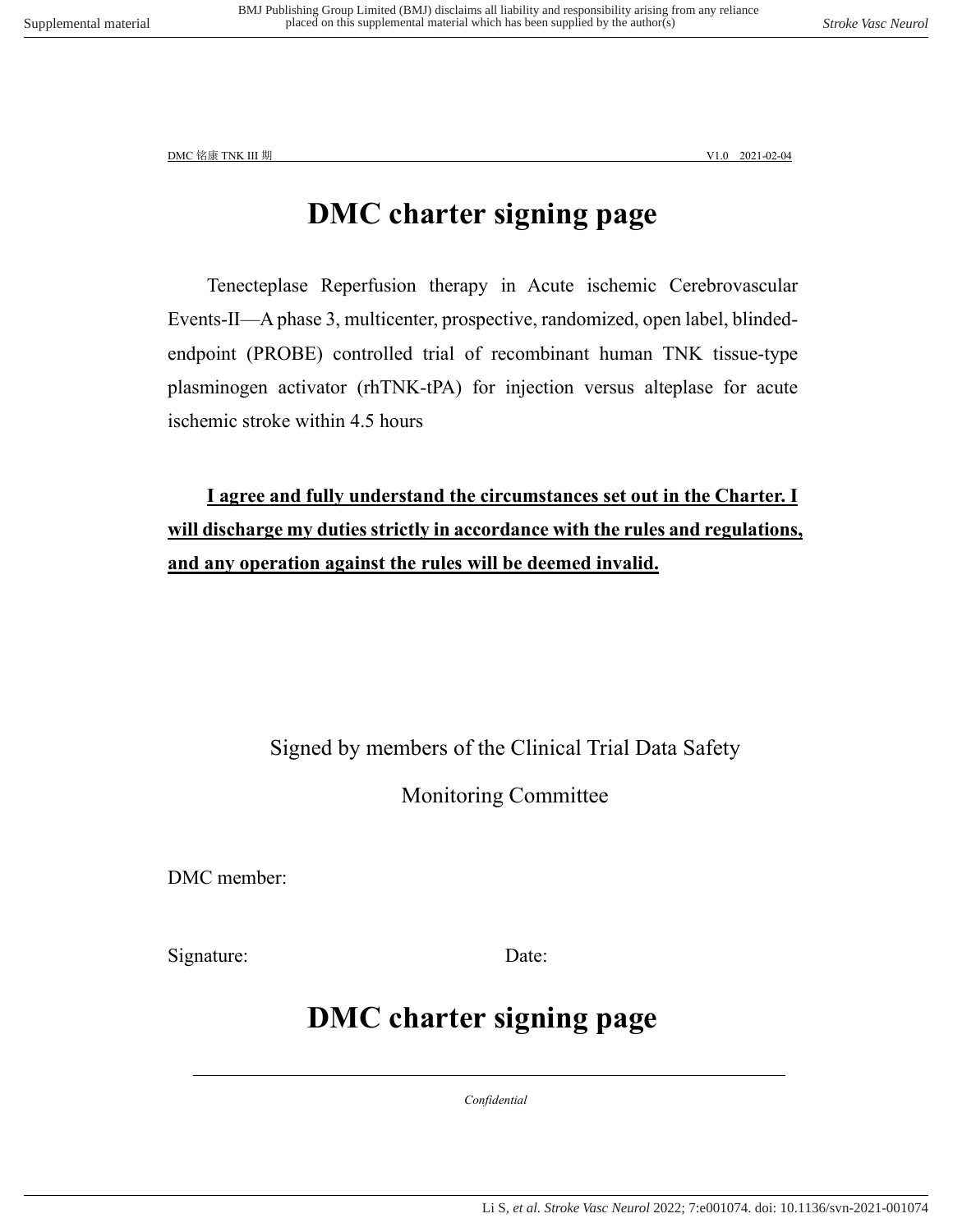# DMC charter signing page

Tenecteplase Reperfusion therapy in Acute ischemic Cerebrovascular Events-II—A phase 3, multicenter, prospective, randomized, open label, blinded-endpoint (PROBE) controlled trial of recombinant human TNK tissue-type plasminogen activator (rhTNK-tPA) for injection versus alteplase for acute ischemic stroke within 4.5 hours

**I agree and fully understand the circumstances set out in the Charter. I will discharge my duties strictly in accordance with the rules and regulations, and any operation against the rules will be deemed invalid.**

Signed by members of the Clinical Trial Data Safety Monitoring Committee

DMC member:

Signature: Date:

# DMC charter signing page

*Confidential*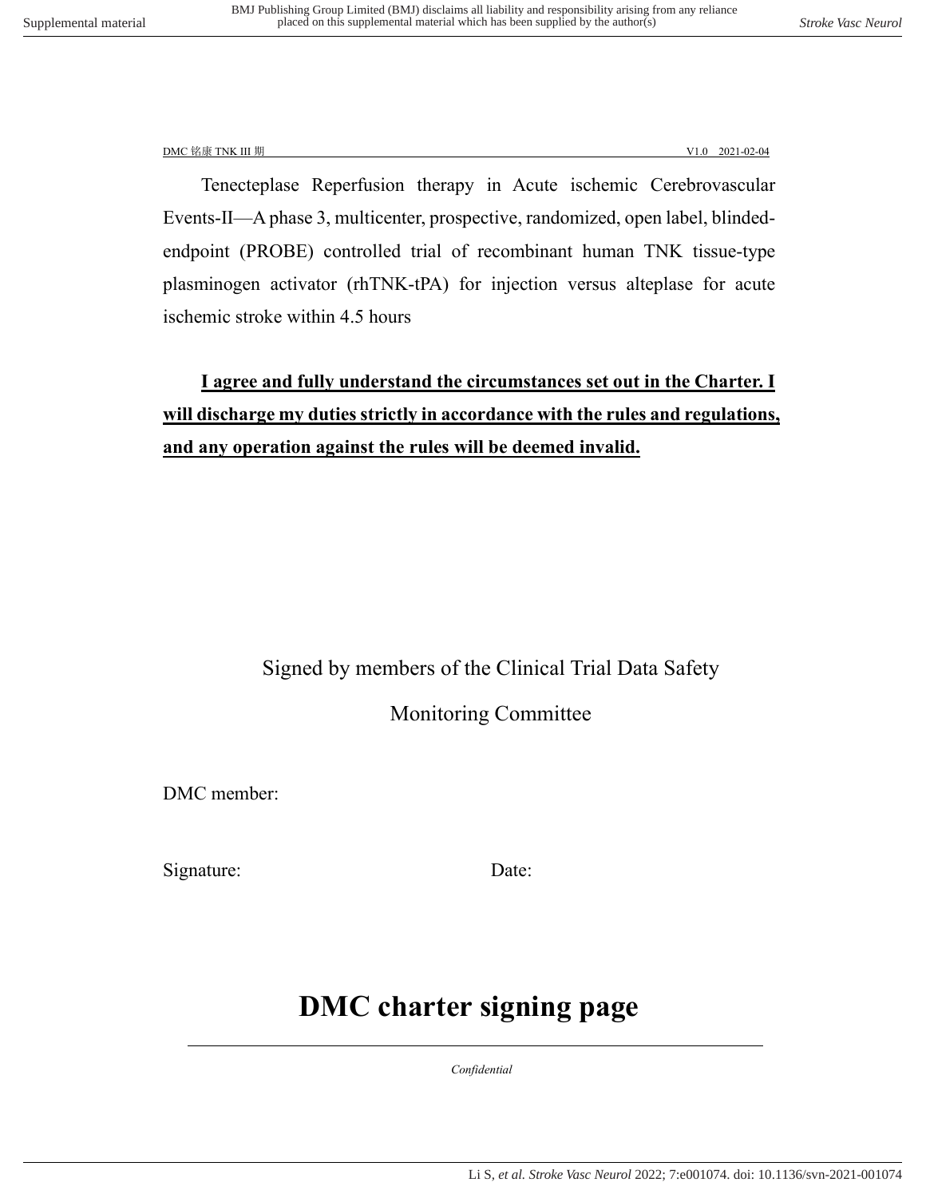Tenecteplase Reperfusion therapy in Acute ischemic Cerebrovascular Events-II—A phase 3, multicenter, prospective, randomized, open label, blinded-endpoint (PROBE) controlled trial of recombinant human TNK tissue-type plasminogen activator (rhTNK-tPA) for injection versus alteplase for acute ischemic stroke within 4.5 hours

**I agree and fully understand the circumstances set out in the Charter. I will discharge my duties strictly in accordance with the rules and regulations, and any operation against the rules will be deemed invalid.**

Signed by members of the Clinical Trial Data Safety Monitoring Committee

DMC member:

Signature: Date:

# DMC charter signing page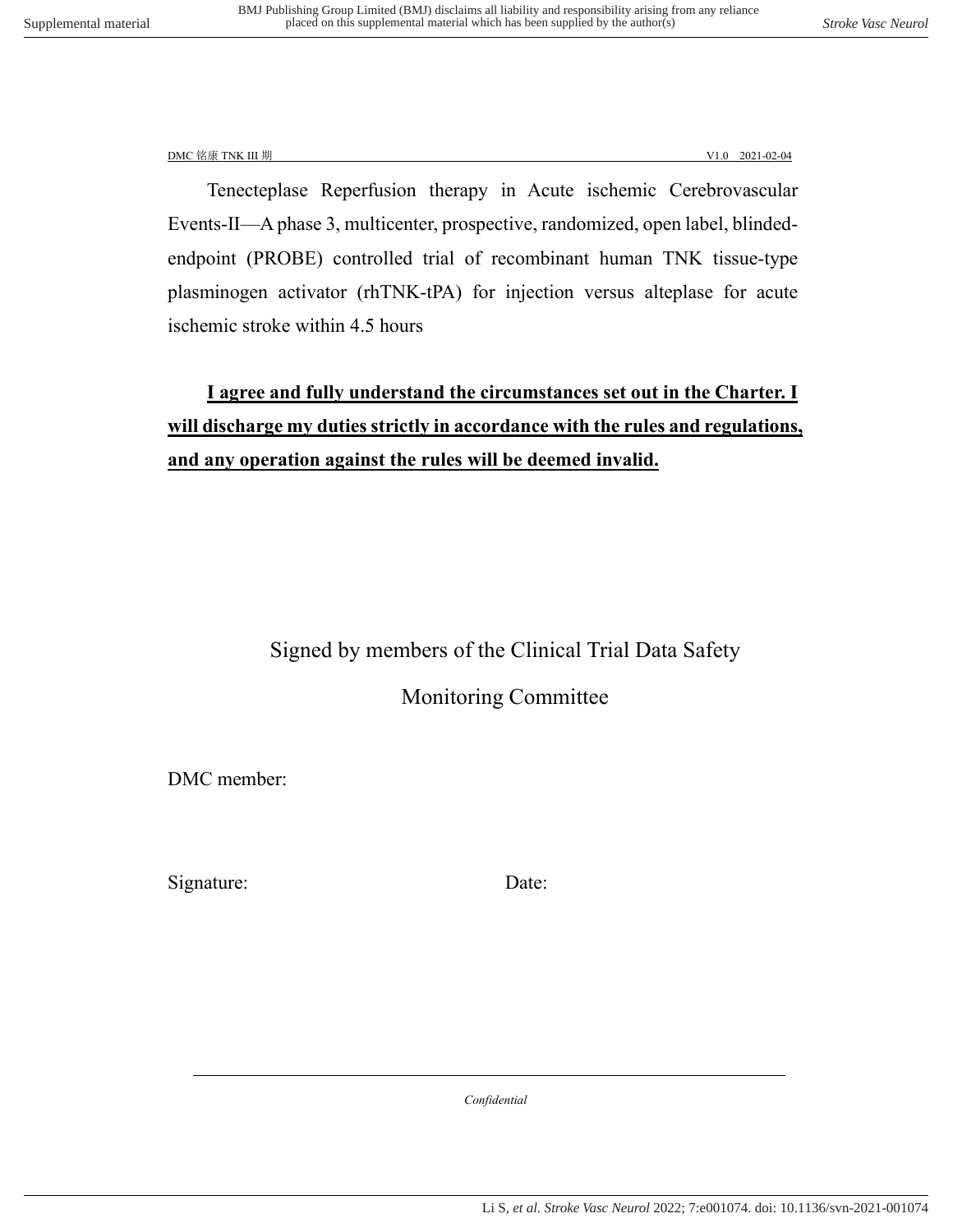Tenecteplase Reperfusion therapy in Acute ischemic Cerebrovascular Events-II—A phase 3, multicenter, prospective, randomized, open label, blinded-endpoint (PROBE) controlled trial of recombinant human TNK tissue-type plasminogen activator (rhTNK-tPA) for injection versus alteplase for acute ischemic stroke within 4.5 hours

**I agree and fully understand the circumstances set out in the Charter. I will discharge my duties strictly in accordance with the rules and regulations, and any operation against the rules will be deemed invalid.**

Signed by members of the Clinical Trial Data Safety Monitoring Committee

DMC member:

Signature: Date: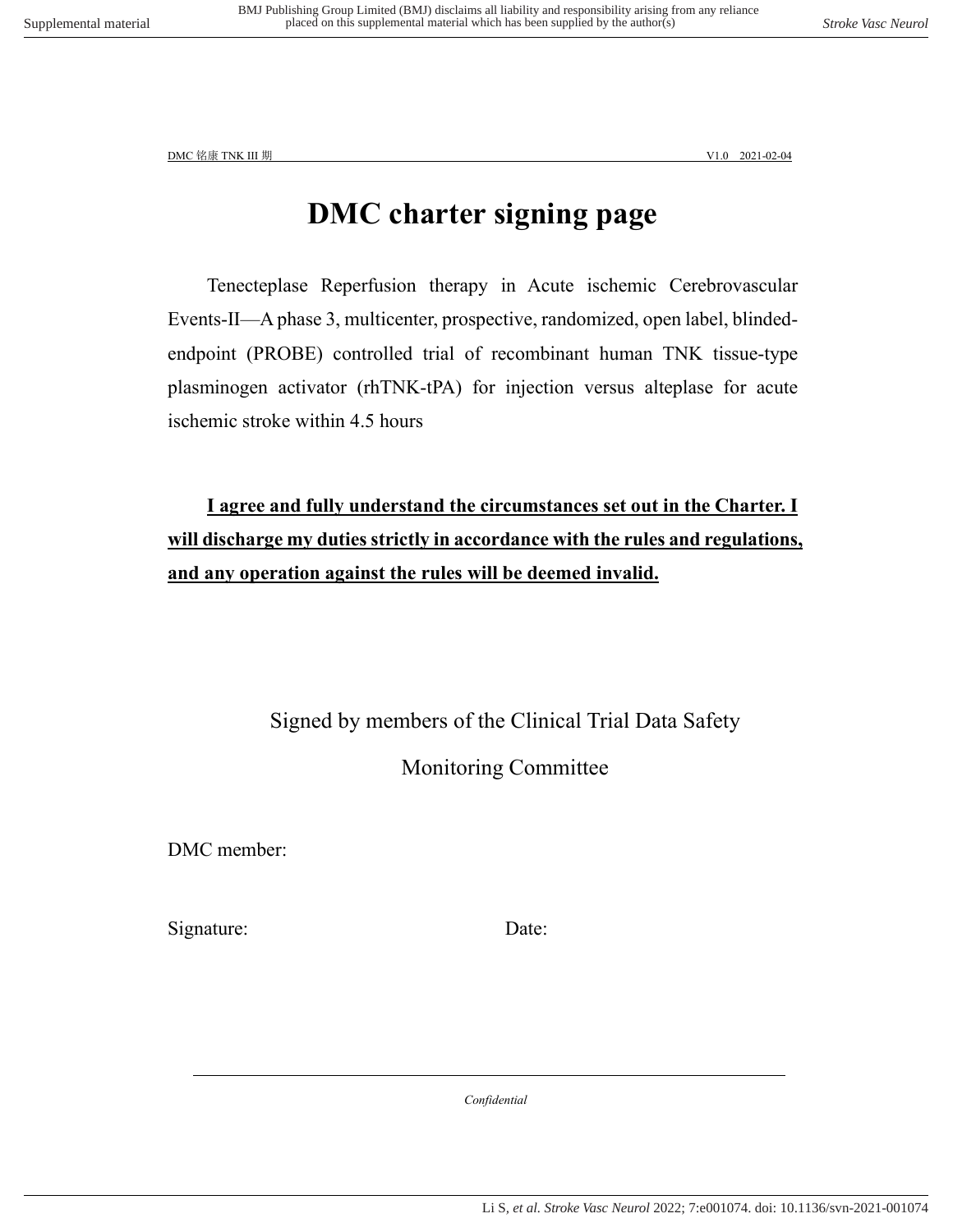# DMC charter signing page

Tenecteplase Reperfusion therapy in Acute ischemic Cerebrovascular Events-II—A phase 3, multicenter, prospective, randomized, open label, blinded-endpoint (PROBE) controlled trial of recombinant human TNK tissue-type plasminogen activator (rhTNK-tPA) for injection versus alteplase for acute ischemic stroke within 4.5 hours

**I agree and fully understand the circumstances set out in the Charter. I will discharge my duties strictly in accordance with the rules and regulations, and any operation against the rules will be deemed invalid.**

Signed by members of the Clinical Trial Data Safety Monitoring Committee

DMC member:

Signature: Date:

*Confidential*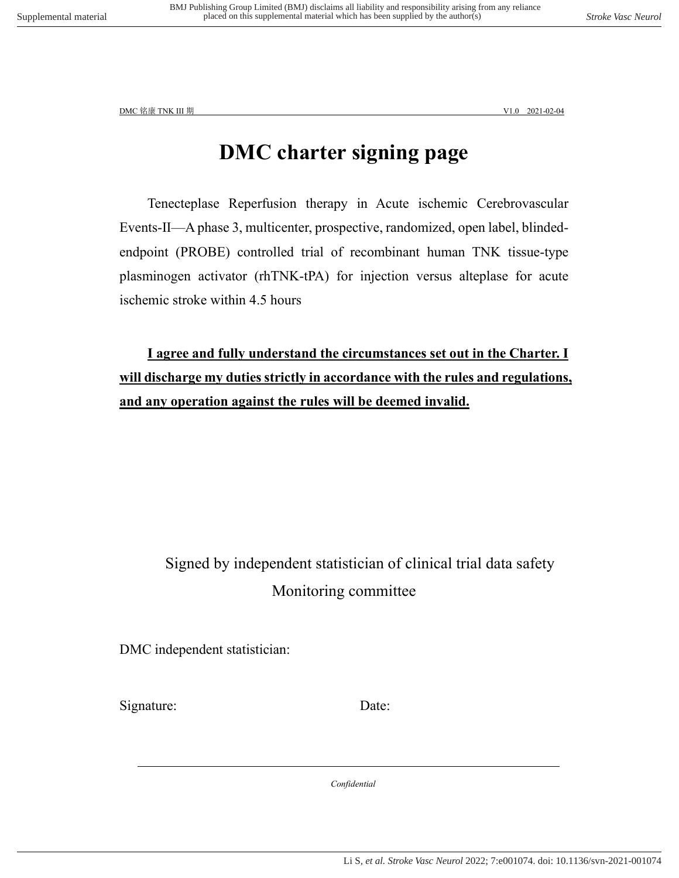DMC 铭康 TNK III 期 V1.0 2021-02-04

# DMC charter signing page

Tenecteplase Reperfusion therapy in Acute ischemic Cerebrovascular Events-II—A phase 3, multicenter, prospective, randomized, open label, blinded-endpoint (PROBE) controlled trial of recombinant human TNK tissue-type plasminogen activator (rhTNK-tPA) for injection versus alteplase for acute ischemic stroke within 4.5 hours

**I agree and fully understand the circumstances set out in the Charter. I will discharge my duties strictly in accordance with the rules and regulations, and any operation against the rules will be deemed invalid.**

Signed by independent statistician of clinical trial data safety Monitoring committee

DMC independent statistician:

Signature: Date:

*Confidential*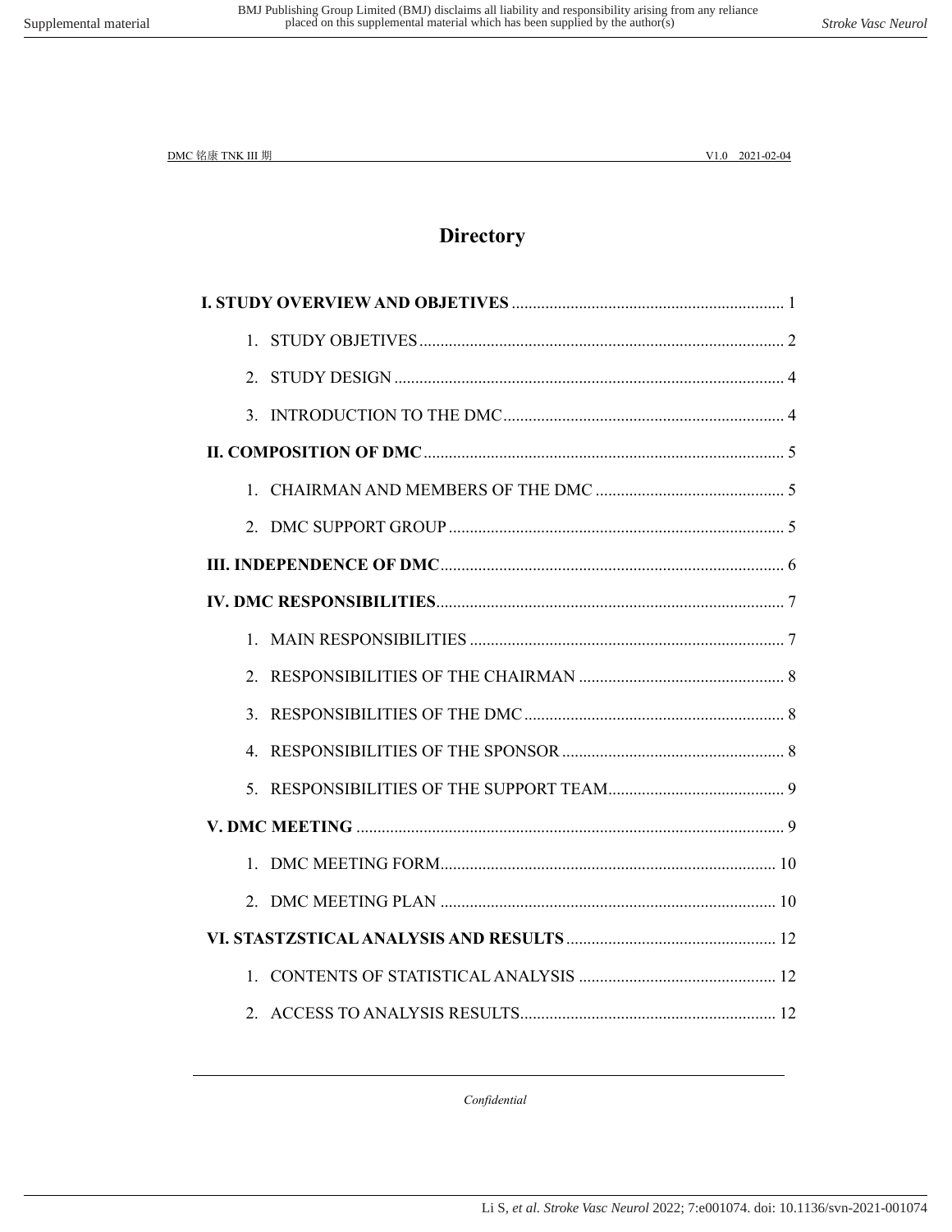# Directory

**I. STUDY OVERVIEW AND OBJETIVES** ................................................................ 1

1. STUDY OBJETIVES ...................................................................................... 2
2. STUDY DESIGN ............................................................................................ 4
3. INTRODUCTION TO THE DMC .................................................................. 4

**II. COMPOSITION OF DMC** ..................................................................................... 5

1. CHAIRMAN AND MEMBERS OF THE DMC ............................................. 5
2. DMC SUPPORT GROUP ............................................................................... 5

**III. INDEPENDENCE OF DMC** ................................................................................. 6

**IV. DMC RESPONSIBILITIES** .................................................................................. 7

1. MAIN RESPONSIBILITIES ........................................................................... 7
2. RESPONSIBILITIES OF THE CHAIRMAN ................................................. 8
3. RESPONSIBILITIES OF THE DMC ............................................................. 8
4. RESPONSIBILITIES OF THE SPONSOR ..................................................... 8
5. RESPONSIBILITIES OF THE SUPPORT TEAM .......................................... 9

**V. DMC MEETING** ..................................................................................................... 9

1. DMC MEETING FORM ............................................................................... 10
2. DMC MEETING PLAN ............................................................................... 10

**VI. STASTZSTICAL ANALYSIS AND RESULTS** .................................................. 12

1. CONTENTS OF STATISTICAL ANALYSIS ............................................... 12
2. ACCESS TO ANALYSIS RESULTS ............................................................. 12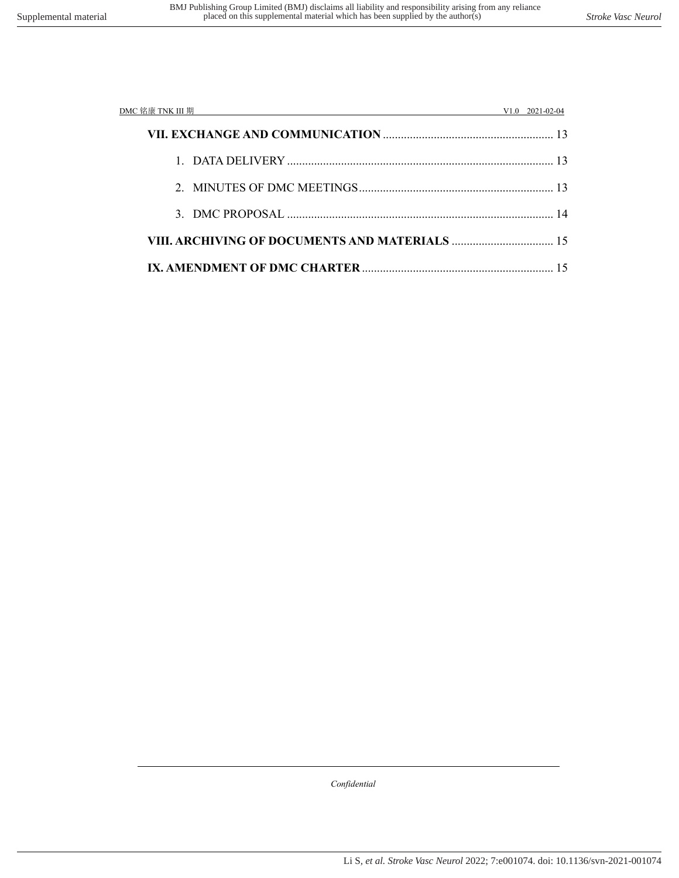VII. EXCHANGE AND COMMUNICATION ........................................................ 13

1. DATA DELIVERY ........................................................................................ 13
2. MINUTES OF DMC MEETINGS ................................................................ 13
3. DMC PROPOSAL ....................................................................................... 14

VIII. ARCHIVING OF DOCUMENTS AND MATERIALS .................................. 15

IX. AMENDMENT OF DMC CHARTER ............................................................... 15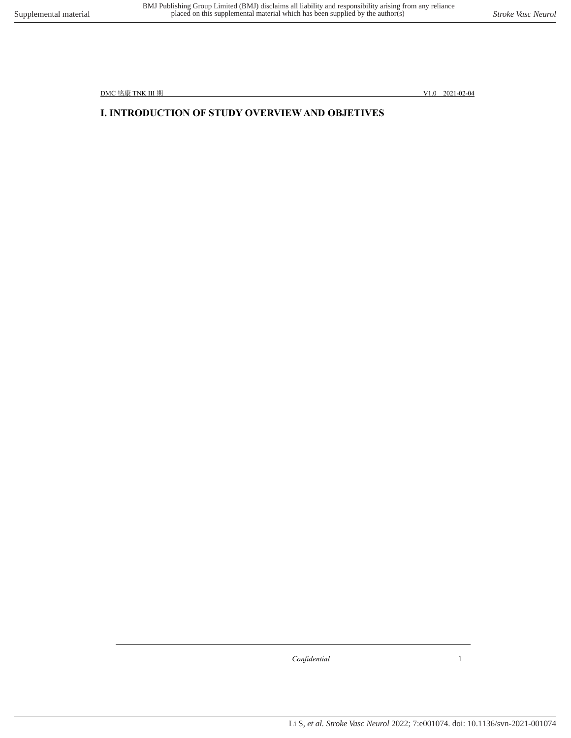# I. INTRODUCTION OF STUDY OVERVIEW AND OBJETIVES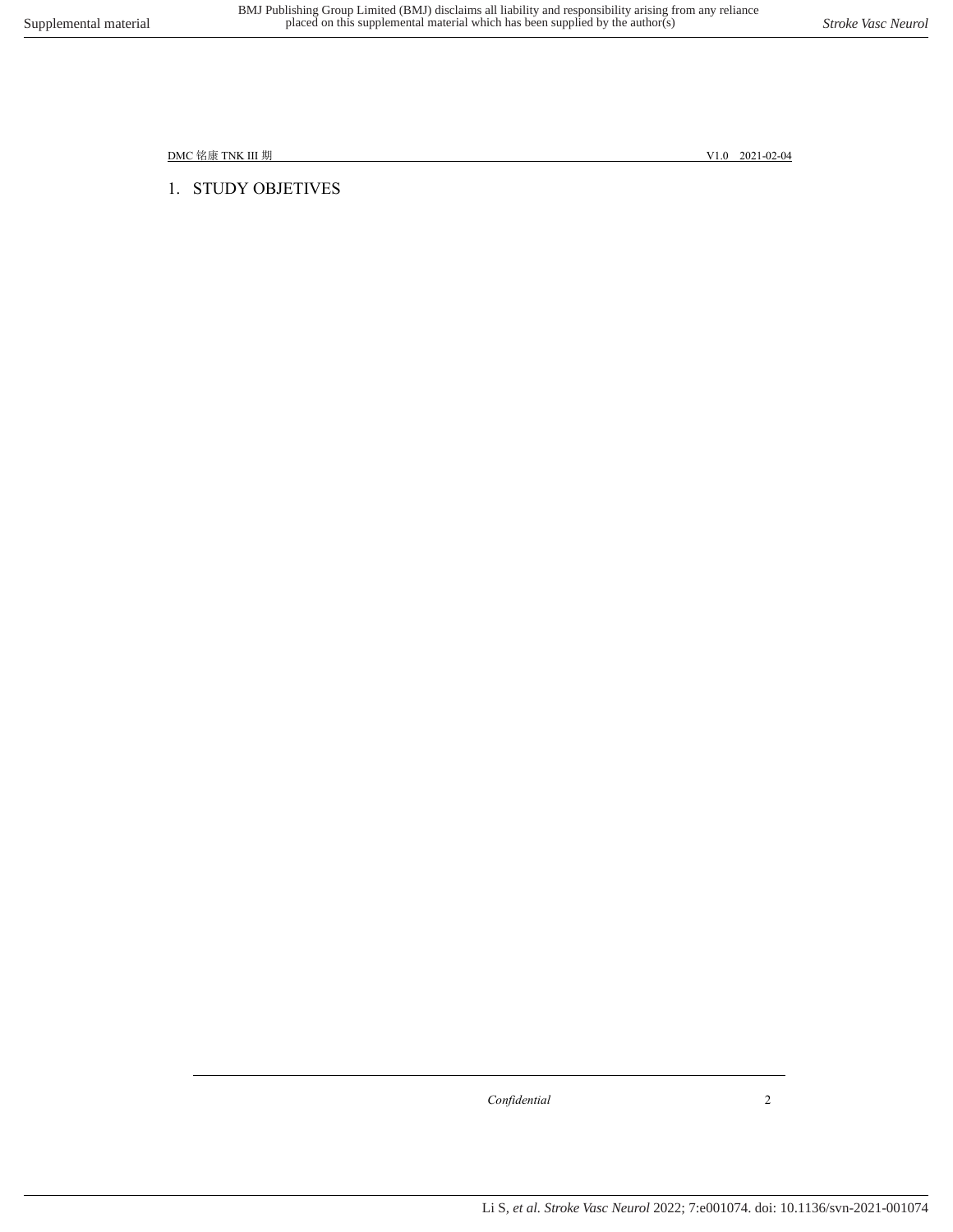# 1. STUDY OBJETIVES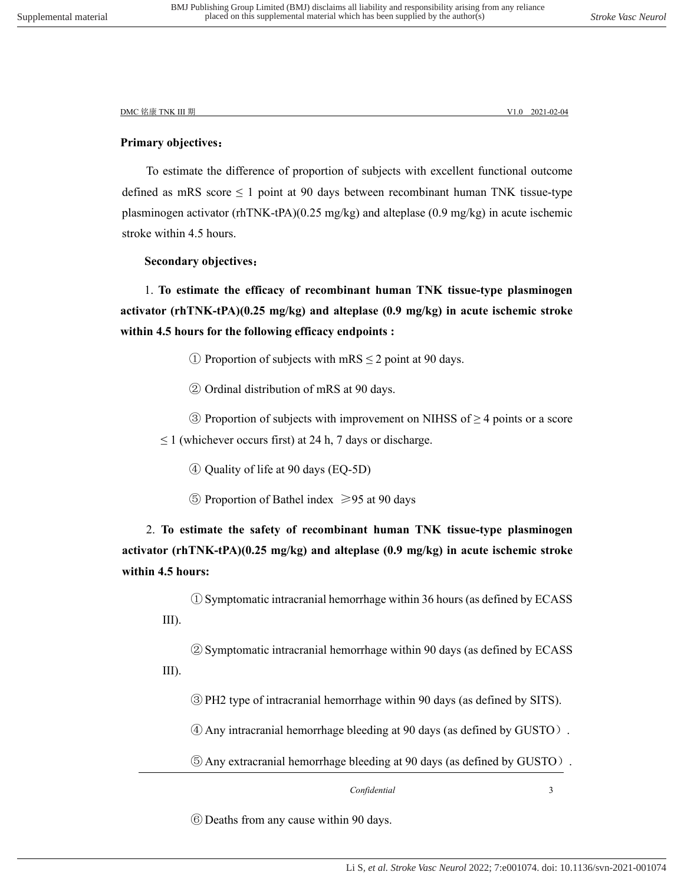**Primary objectives：**

To estimate the difference of proportion of subjects with excellent functional outcome defined as mRS score ≤ 1 point at 90 days between recombinant human TNK tissue-type plasminogen activator (rhTNK-tPA)(0.25 mg/kg) and alteplase (0.9 mg/kg) in acute ischemic stroke within 4.5 hours.

**Secondary objectives：**

1. **To estimate the efficacy of recombinant human TNK tissue-type plasminogen activator (rhTNK-tPA)(0.25 mg/kg) and alteplase (0.9 mg/kg) in acute ischemic stroke within 4.5 hours for the following efficacy endpoints :**

① Proportion of subjects with mRS ≤ 2 point at 90 days.

② Ordinal distribution of mRS at 90 days.

③ Proportion of subjects with improvement on NIHSS of ≥ 4 points or a score ≤ 1 (whichever occurs first) at 24 h, 7 days or discharge.

④ Quality of life at 90 days (EQ-5D)

⑤ Proportion of Bathel index ≥95 at 90 days

2. **To estimate the safety of recombinant human TNK tissue-type plasminogen activator (rhTNK-tPA)(0.25 mg/kg) and alteplase (0.9 mg/kg) in acute ischemic stroke within 4.5 hours:**

① Symptomatic intracranial hemorrhage within 36 hours (as defined by ECASS III).

② Symptomatic intracranial hemorrhage within 90 days (as defined by ECASS III).

③ PH2 type of intracranial hemorrhage within 90 days (as defined by SITS).

④ Any intracranial hemorrhage bleeding at 90 days (as defined by GUSTO）.

⑤ Any extracranial hemorrhage bleeding at 90 days (as defined by GUSTO）.

⑥ Deaths from any cause within 90 days.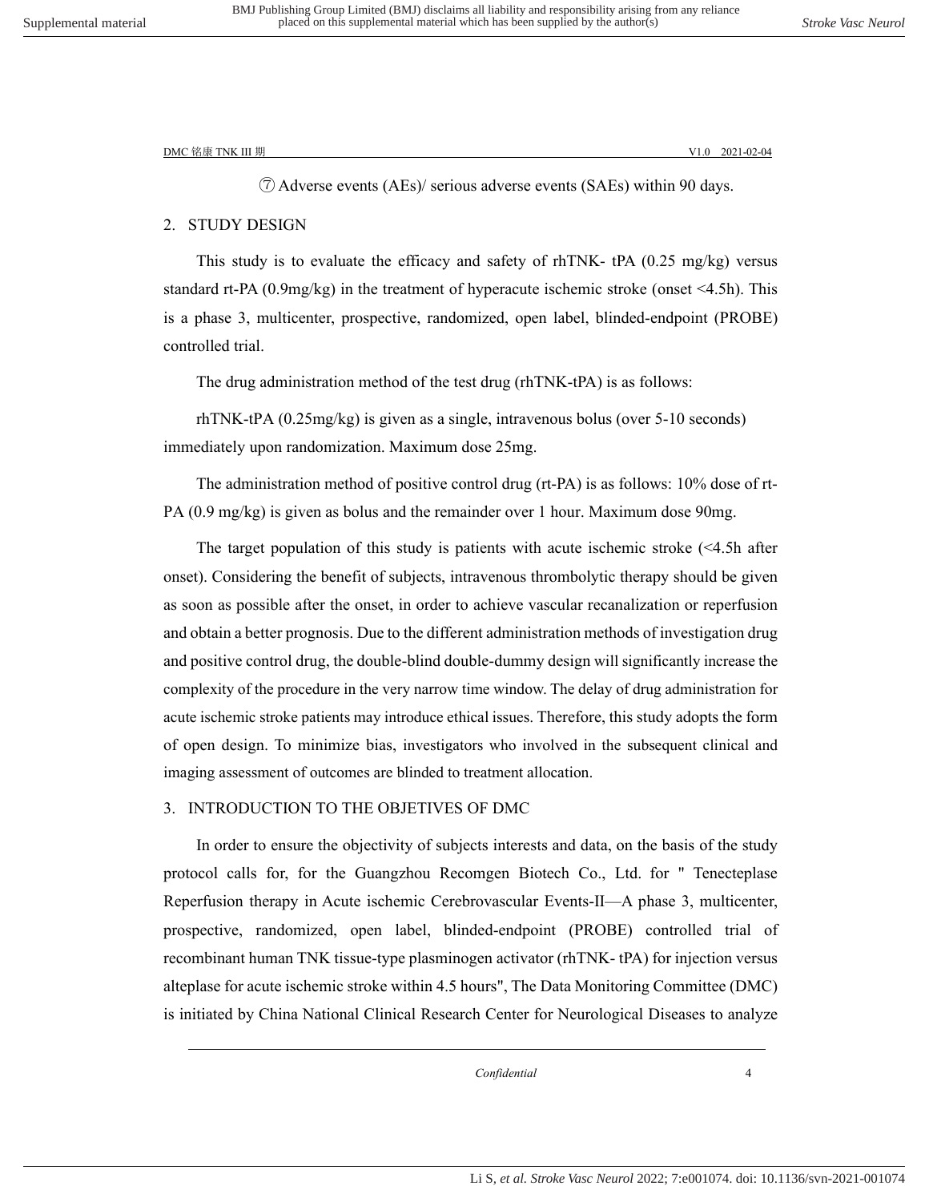⑦ Adverse events (AEs)/ serious adverse events (SAEs) within 90 days.

## 2. STUDY DESIGN

This study is to evaluate the efficacy and safety of rhTNK- tPA (0.25 mg/kg) versus standard rt-PA (0.9mg/kg) in the treatment of hyperacute ischemic stroke (onset <4.5h). This is a phase 3, multicenter, prospective, randomized, open label, blinded-endpoint (PROBE) controlled trial.

The drug administration method of the test drug (rhTNK-tPA) is as follows:

rhTNK-tPA (0.25mg/kg) is given as a single, intravenous bolus (over 5-10 seconds) immediately upon randomization. Maximum dose 25mg.

The administration method of positive control drug (rt-PA) is as follows: 10% dose of rt-PA (0.9 mg/kg) is given as bolus and the remainder over 1 hour. Maximum dose 90mg.

The target population of this study is patients with acute ischemic stroke (<4.5h after onset). Considering the benefit of subjects, intravenous thrombolytic therapy should be given as soon as possible after the onset, in order to achieve vascular recanalization or reperfusion and obtain a better prognosis. Due to the different administration methods of investigation drug and positive control drug, the double-blind double-dummy design will significantly increase the complexity of the procedure in the very narrow time window. The delay of drug administration for acute ischemic stroke patients may introduce ethical issues. Therefore, this study adopts the form of open design. To minimize bias, investigators who involved in the subsequent clinical and imaging assessment of outcomes are blinded to treatment allocation.

## 3. INTRODUCTION TO THE OBJETIVES OF DMC

In order to ensure the objectivity of subjects interests and data, on the basis of the study protocol calls for, for the Guangzhou Recomgen Biotech Co., Ltd. for " Tenecteplase Reperfusion therapy in Acute ischemic Cerebrovascular Events-II—A phase 3, multicenter, prospective, randomized, open label, blinded-endpoint (PROBE) controlled trial of recombinant human TNK tissue-type plasminogen activator (rhTNK- tPA) for injection versus alteplase for acute ischemic stroke within 4.5 hours", The Data Monitoring Committee (DMC) is initiated by China National Clinical Research Center for Neurological Diseases to analyze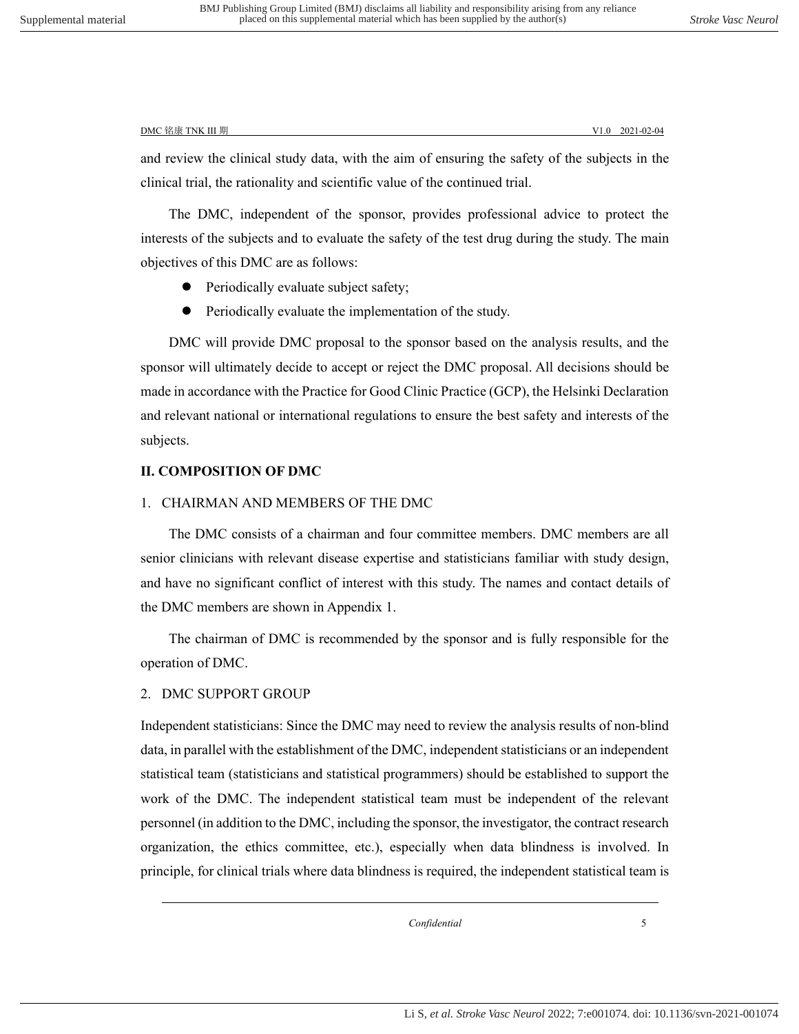and review the clinical study data, with the aim of ensuring the safety of the subjects in the clinical trial, the rationality and scientific value of the continued trial.

The DMC, independent of the sponsor, provides professional advice to protect the interests of the subjects and to evaluate the safety of the test drug during the study. The main objectives of this DMC are as follows:

- Periodically evaluate subject safety;
- Periodically evaluate the implementation of the study.

DMC will provide DMC proposal to the sponsor based on the analysis results, and the sponsor will ultimately decide to accept or reject the DMC proposal. All decisions should be made in accordance with the Practice for Good Clinic Practice (GCP), the Helsinki Declaration and relevant national or international regulations to ensure the best safety and interests of the subjects.

## II. COMPOSITION OF DMC

### 1. CHAIRMAN AND MEMBERS OF THE DMC

The DMC consists of a chairman and four committee members. DMC members are all senior clinicians with relevant disease expertise and statisticians familiar with study design, and have no significant conflict of interest with this study. The names and contact details of the DMC members are shown in Appendix 1.

The chairman of DMC is recommended by the sponsor and is fully responsible for the operation of DMC.

### 2. DMC SUPPORT GROUP

Independent statisticians: Since the DMC may need to review the analysis results of non-blind data, in parallel with the establishment of the DMC, independent statisticians or an independent statistical team (statisticians and statistical programmers) should be established to support the work of the DMC. The independent statistical team must be independent of the relevant personnel (in addition to the DMC, including the sponsor, the investigator, the contract research organization, the ethics committee, etc.), especially when data blindness is involved. In principle, for clinical trials where data blindness is required, the independent statistical team is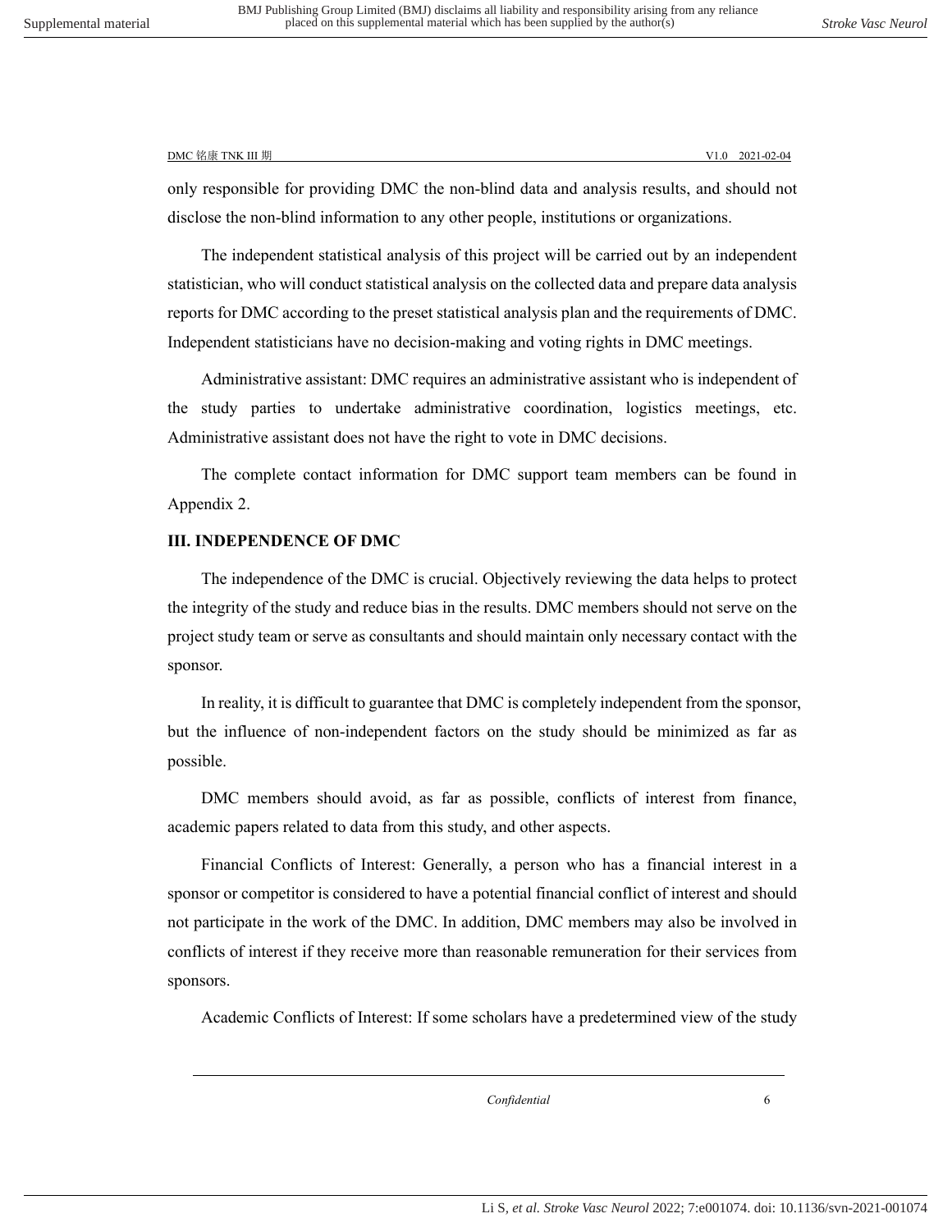only responsible for providing DMC the non-blind data and analysis results, and should not disclose the non-blind information to any other people, institutions or organizations.

The independent statistical analysis of this project will be carried out by an independent statistician, who will conduct statistical analysis on the collected data and prepare data analysis reports for DMC according to the preset statistical analysis plan and the requirements of DMC. Independent statisticians have no decision-making and voting rights in DMC meetings.

Administrative assistant: DMC requires an administrative assistant who is independent of the study parties to undertake administrative coordination, logistics meetings, etc. Administrative assistant does not have the right to vote in DMC decisions.

The complete contact information for DMC support team members can be found in Appendix 2.

## III. INDEPENDENCE OF DMC

The independence of the DMC is crucial. Objectively reviewing the data helps to protect the integrity of the study and reduce bias in the results. DMC members should not serve on the project study team or serve as consultants and should maintain only necessary contact with the sponsor.

In reality, it is difficult to guarantee that DMC is completely independent from the sponsor, but the influence of non-independent factors on the study should be minimized as far as possible.

DMC members should avoid, as far as possible, conflicts of interest from finance, academic papers related to data from this study, and other aspects.

Financial Conflicts of Interest: Generally, a person who has a financial interest in a sponsor or competitor is considered to have a potential financial conflict of interest and should not participate in the work of the DMC. In addition, DMC members may also be involved in conflicts of interest if they receive more than reasonable remuneration for their services from sponsors.

Academic Conflicts of Interest: If some scholars have a predetermined view of the study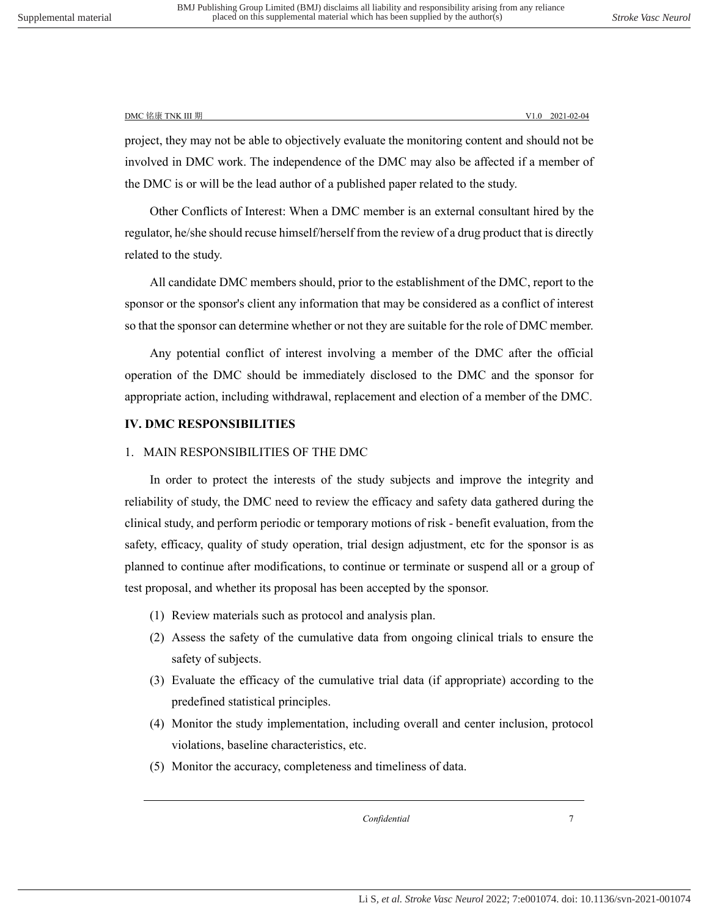project, they may not be able to objectively evaluate the monitoring content and should not be involved in DMC work. The independence of the DMC may also be affected if a member of the DMC is or will be the lead author of a published paper related to the study.

Other Conflicts of Interest: When a DMC member is an external consultant hired by the regulator, he/she should recuse himself/herself from the review of a drug product that is directly related to the study.

All candidate DMC members should, prior to the establishment of the DMC, report to the sponsor or the sponsor's client any information that may be considered as a conflict of interest so that the sponsor can determine whether or not they are suitable for the role of DMC member.

Any potential conflict of interest involving a member of the DMC after the official operation of the DMC should be immediately disclosed to the DMC and the sponsor for appropriate action, including withdrawal, replacement and election of a member of the DMC.

## IV. DMC RESPONSIBILITIES

### 1. MAIN RESPONSIBILITIES OF THE DMC

In order to protect the interests of the study subjects and improve the integrity and reliability of study, the DMC need to review the efficacy and safety data gathered during the clinical study, and perform periodic or temporary motions of risk - benefit evaluation, from the safety, efficacy, quality of study operation, trial design adjustment, etc for the sponsor is as planned to continue after modifications, to continue or terminate or suspend all or a group of test proposal, and whether its proposal has been accepted by the sponsor.

(1) Review materials such as protocol and analysis plan.

(2) Assess the safety of the cumulative data from ongoing clinical trials to ensure the safety of subjects.

(3) Evaluate the efficacy of the cumulative trial data (if appropriate) according to the predefined statistical principles.

(4) Monitor the study implementation, including overall and center inclusion, protocol violations, baseline characteristics, etc.

(5) Monitor the accuracy, completeness and timeliness of data.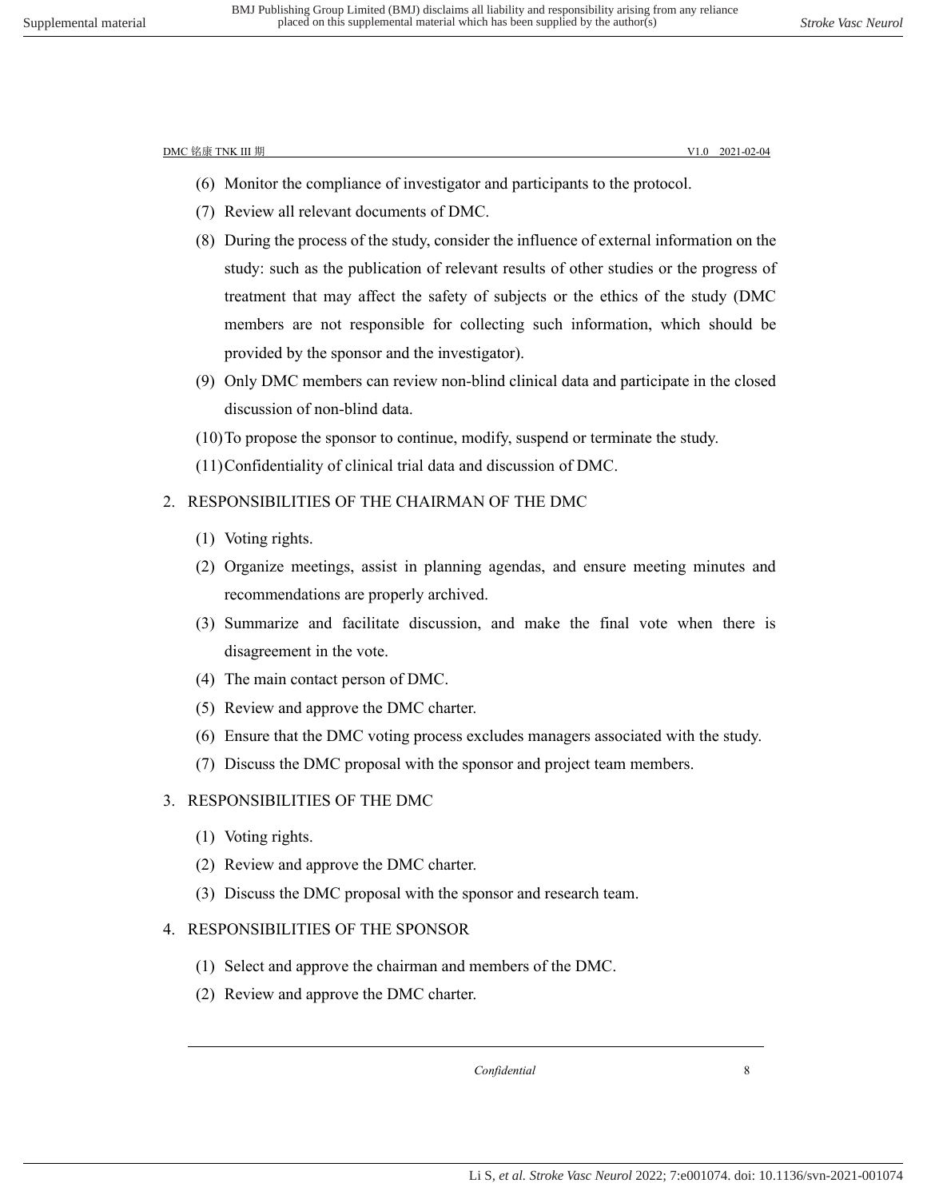(6) Monitor the compliance of investigator and participants to the protocol.

(7) Review all relevant documents of DMC.

(8) During the process of the study, consider the influence of external information on the study: such as the publication of relevant results of other studies or the progress of treatment that may affect the safety of subjects or the ethics of the study (DMC members are not responsible for collecting such information, which should be provided by the sponsor and the investigator).

(9) Only DMC members can review non-blind clinical data and participate in the closed discussion of non-blind data.

(10) To propose the sponsor to continue, modify, suspend or terminate the study.

(11) Confidentiality of clinical trial data and discussion of DMC.

## 2. RESPONSIBILITIES OF THE CHAIRMAN OF THE DMC

(1) Voting rights.

(2) Organize meetings, assist in planning agendas, and ensure meeting minutes and recommendations are properly archived.

(3) Summarize and facilitate discussion, and make the final vote when there is disagreement in the vote.

(4) The main contact person of DMC.

(5) Review and approve the DMC charter.

(6) Ensure that the DMC voting process excludes managers associated with the study.

(7) Discuss the DMC proposal with the sponsor and project team members.

## 3. RESPONSIBILITIES OF THE DMC

(1) Voting rights.

(2) Review and approve the DMC charter.

(3) Discuss the DMC proposal with the sponsor and research team.

## 4. RESPONSIBILITIES OF THE SPONSOR

(1) Select and approve the chairman and members of the DMC.

(2) Review and approve the DMC charter.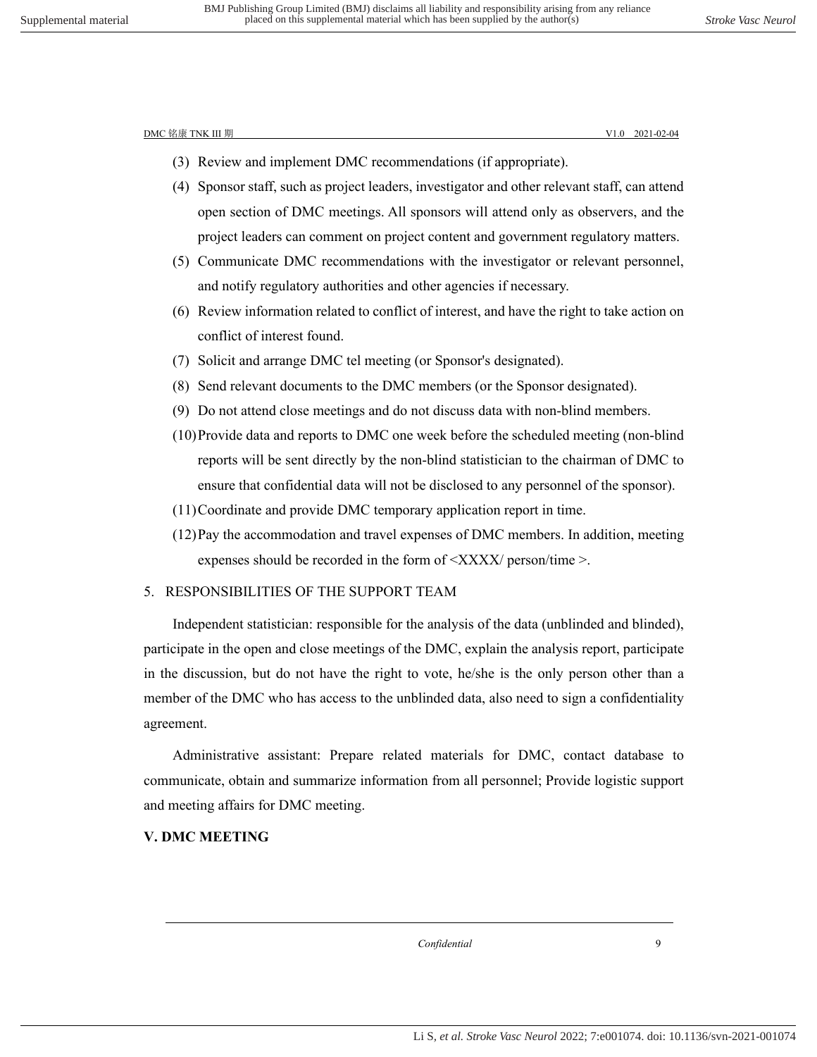(3) Review and implement DMC recommendations (if appropriate).

(4) Sponsor staff, such as project leaders, investigator and other relevant staff, can attend open section of DMC meetings. All sponsors will attend only as observers, and the project leaders can comment on project content and government regulatory matters.

(5) Communicate DMC recommendations with the investigator or relevant personnel, and notify regulatory authorities and other agencies if necessary.

(6) Review information related to conflict of interest, and have the right to take action on conflict of interest found.

(7) Solicit and arrange DMC tel meeting (or Sponsor's designated).

(8) Send relevant documents to the DMC members (or the Sponsor designated).

(9) Do not attend close meetings and do not discuss data with non-blind members.

(10) Provide data and reports to DMC one week before the scheduled meeting (non-blind reports will be sent directly by the non-blind statistician to the chairman of DMC to ensure that confidential data will not be disclosed to any personnel of the sponsor).

(11) Coordinate and provide DMC temporary application report in time.

(12) Pay the accommodation and travel expenses of DMC members. In addition, meeting expenses should be recorded in the form of <XXXX/ person/time >.

5. RESPONSIBILITIES OF THE SUPPORT TEAM

Independent statistician: responsible for the analysis of the data (unblinded and blinded), participate in the open and close meetings of the DMC, explain the analysis report, participate in the discussion, but do not have the right to vote, he/she is the only person other than a member of the DMC who has access to the unblinded data, also need to sign a confidentiality agreement.

Administrative assistant: Prepare related materials for DMC, contact database to communicate, obtain and summarize information from all personnel; Provide logistic support and meeting affairs for DMC meeting.

## V. DMC MEETING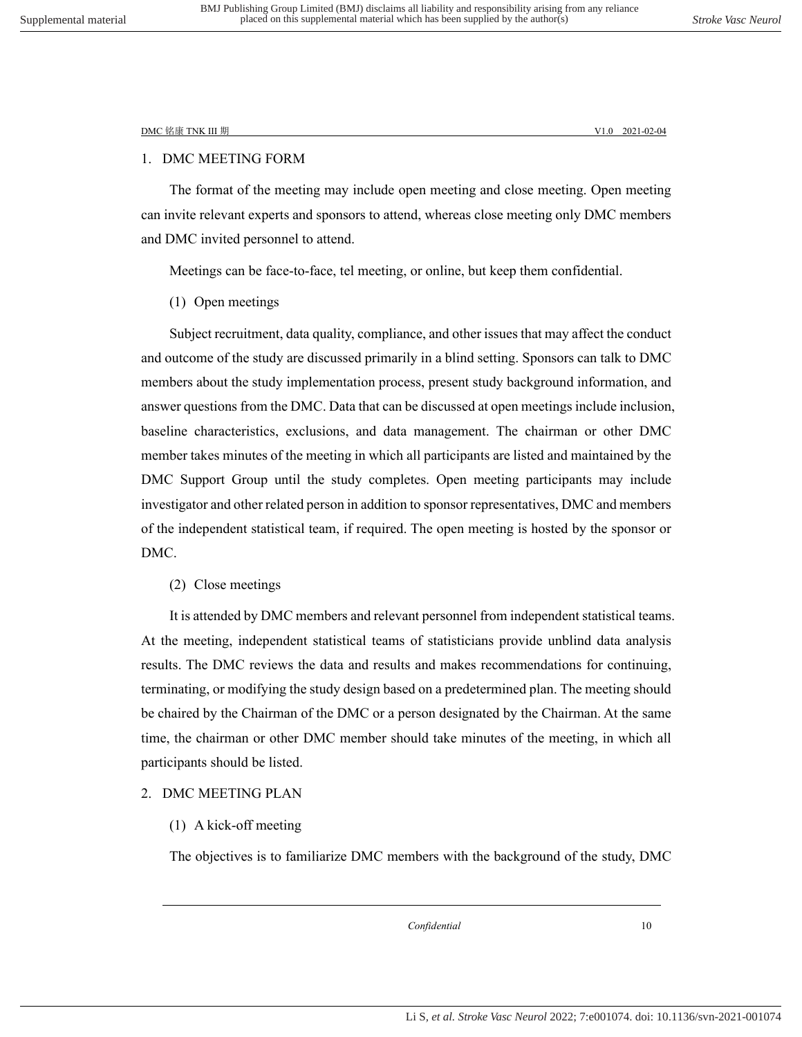## 1. DMC MEETING FORM

The format of the meeting may include open meeting and close meeting. Open meeting can invite relevant experts and sponsors to attend, whereas close meeting only DMC members and DMC invited personnel to attend.

Meetings can be face-to-face, tel meeting, or online, but keep them confidential.

### (1) Open meetings

Subject recruitment, data quality, compliance, and other issues that may affect the conduct and outcome of the study are discussed primarily in a blind setting. Sponsors can talk to DMC members about the study implementation process, present study background information, and answer questions from the DMC. Data that can be discussed at open meetings include inclusion, baseline characteristics, exclusions, and data management. The chairman or other DMC member takes minutes of the meeting in which all participants are listed and maintained by the DMC Support Group until the study completes. Open meeting participants may include investigator and other related person in addition to sponsor representatives, DMC and members of the independent statistical team, if required. The open meeting is hosted by the sponsor or DMC.

### (2) Close meetings

It is attended by DMC members and relevant personnel from independent statistical teams. At the meeting, independent statistical teams of statisticians provide unblind data analysis results. The DMC reviews the data and results and makes recommendations for continuing, terminating, or modifying the study design based on a predetermined plan. The meeting should be chaired by the Chairman of the DMC or a person designated by the Chairman. At the same time, the chairman or other DMC member should take minutes of the meeting, in which all participants should be listed.

## 2. DMC MEETING PLAN

### (1) A kick-off meeting

The objectives is to familiarize DMC members with the background of the study, DMC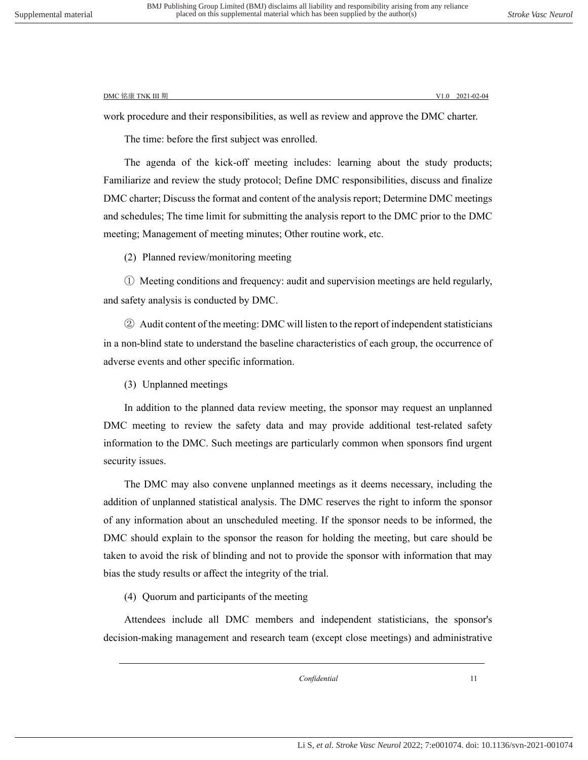work procedure and their responsibilities, as well as review and approve the DMC charter.

The time: before the first subject was enrolled.

The agenda of the kick-off meeting includes: learning about the study products; Familiarize and review the study protocol; Define DMC responsibilities, discuss and finalize DMC charter; Discuss the format and content of the analysis report; Determine DMC meetings and schedules; The time limit for submitting the analysis report to the DMC prior to the DMC meeting; Management of meeting minutes; Other routine work, etc.

(2) Planned review/monitoring meeting

① Meeting conditions and frequency: audit and supervision meetings are held regularly, and safety analysis is conducted by DMC.

② Audit content of the meeting: DMC will listen to the report of independent statisticians in a non-blind state to understand the baseline characteristics of each group, the occurrence of adverse events and other specific information.

(3) Unplanned meetings

In addition to the planned data review meeting, the sponsor may request an unplanned DMC meeting to review the safety data and may provide additional test-related safety information to the DMC. Such meetings are particularly common when sponsors find urgent security issues.

The DMC may also convene unplanned meetings as it deems necessary, including the addition of unplanned statistical analysis. The DMC reserves the right to inform the sponsor of any information about an unscheduled meeting. If the sponsor needs to be informed, the DMC should explain to the sponsor the reason for holding the meeting, but care should be taken to avoid the risk of blinding and not to provide the sponsor with information that may bias the study results or affect the integrity of the trial.

(4) Quorum and participants of the meeting

Attendees include all DMC members and independent statisticians, the sponsor's decision-making management and research team (except close meetings) and administrative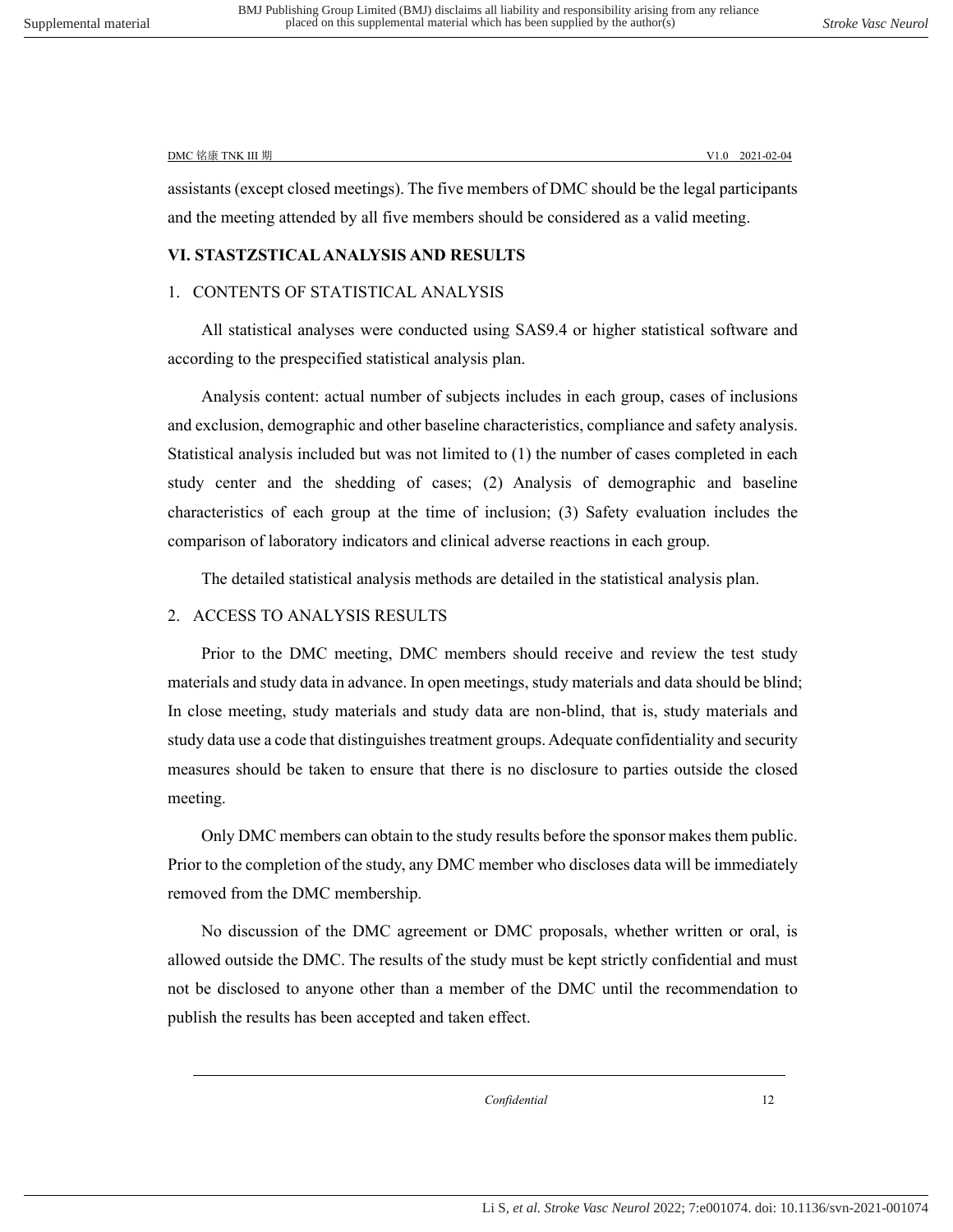assistants (except closed meetings). The five members of DMC should be the legal participants and the meeting attended by all five members should be considered as a valid meeting.

## VI. STASTZSTICAL ANALYSIS AND RESULTS

### 1. CONTENTS OF STATISTICAL ANALYSIS

All statistical analyses were conducted using SAS9.4 or higher statistical software and according to the prespecified statistical analysis plan.

Analysis content: actual number of subjects includes in each group, cases of inclusions and exclusion, demographic and other baseline characteristics, compliance and safety analysis. Statistical analysis included but was not limited to (1) the number of cases completed in each study center and the shedding of cases; (2) Analysis of demographic and baseline characteristics of each group at the time of inclusion; (3) Safety evaluation includes the comparison of laboratory indicators and clinical adverse reactions in each group.

The detailed statistical analysis methods are detailed in the statistical analysis plan.

### 2. ACCESS TO ANALYSIS RESULTS

Prior to the DMC meeting, DMC members should receive and review the test study materials and study data in advance. In open meetings, study materials and data should be blind; In close meeting, study materials and study data are non-blind, that is, study materials and study data use a code that distinguishes treatment groups. Adequate confidentiality and security measures should be taken to ensure that there is no disclosure to parties outside the closed meeting.

Only DMC members can obtain to the study results before the sponsor makes them public. Prior to the completion of the study, any DMC member who discloses data will be immediately removed from the DMC membership.

No discussion of the DMC agreement or DMC proposals, whether written or oral, is allowed outside the DMC. The results of the study must be kept strictly confidential and must not be disclosed to anyone other than a member of the DMC until the recommendation to publish the results has been accepted and taken effect.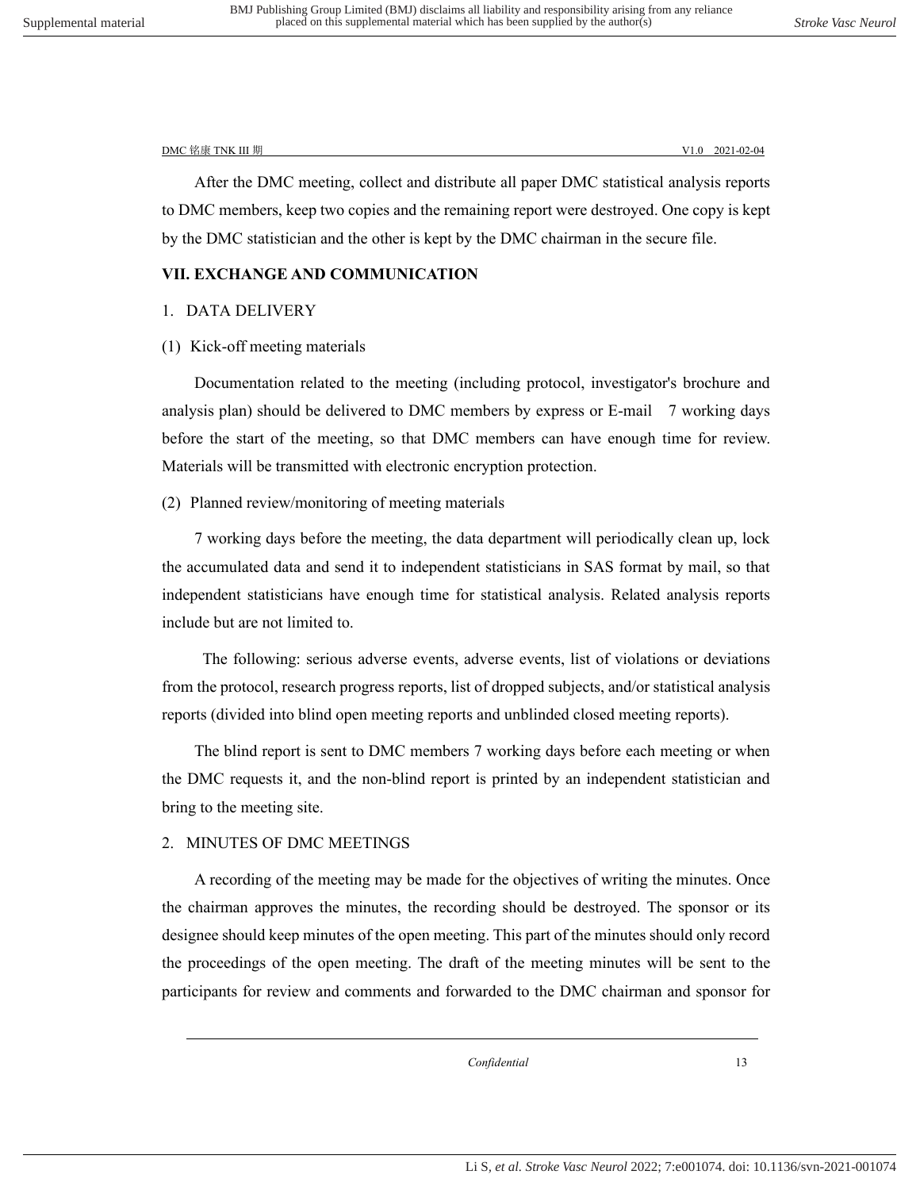After the DMC meeting, collect and distribute all paper DMC statistical analysis reports to DMC members, keep two copies and the remaining report were destroyed. One copy is kept by the DMC statistician and the other is kept by the DMC chairman in the secure file.

## VII. EXCHANGE AND COMMUNICATION

### 1. DATA DELIVERY

(1) Kick-off meeting materials

Documentation related to the meeting (including protocol, investigator's brochure and analysis plan) should be delivered to DMC members by express or E-mail 7 working days before the start of the meeting, so that DMC members can have enough time for review. Materials will be transmitted with electronic encryption protection.

(2) Planned review/monitoring of meeting materials

7 working days before the meeting, the data department will periodically clean up, lock the accumulated data and send it to independent statisticians in SAS format by mail, so that independent statisticians have enough time for statistical analysis. Related analysis reports include but are not limited to.

The following: serious adverse events, adverse events, list of violations or deviations from the protocol, research progress reports, list of dropped subjects, and/or statistical analysis reports (divided into blind open meeting reports and unblinded closed meeting reports).

The blind report is sent to DMC members 7 working days before each meeting or when the DMC requests it, and the non-blind report is printed by an independent statistician and bring to the meeting site.

### 2. MINUTES OF DMC MEETINGS

A recording of the meeting may be made for the objectives of writing the minutes. Once the chairman approves the minutes, the recording should be destroyed. The sponsor or its designee should keep minutes of the open meeting. This part of the minutes should only record the proceedings of the open meeting. The draft of the meeting minutes will be sent to the participants for review and comments and forwarded to the DMC chairman and sponsor for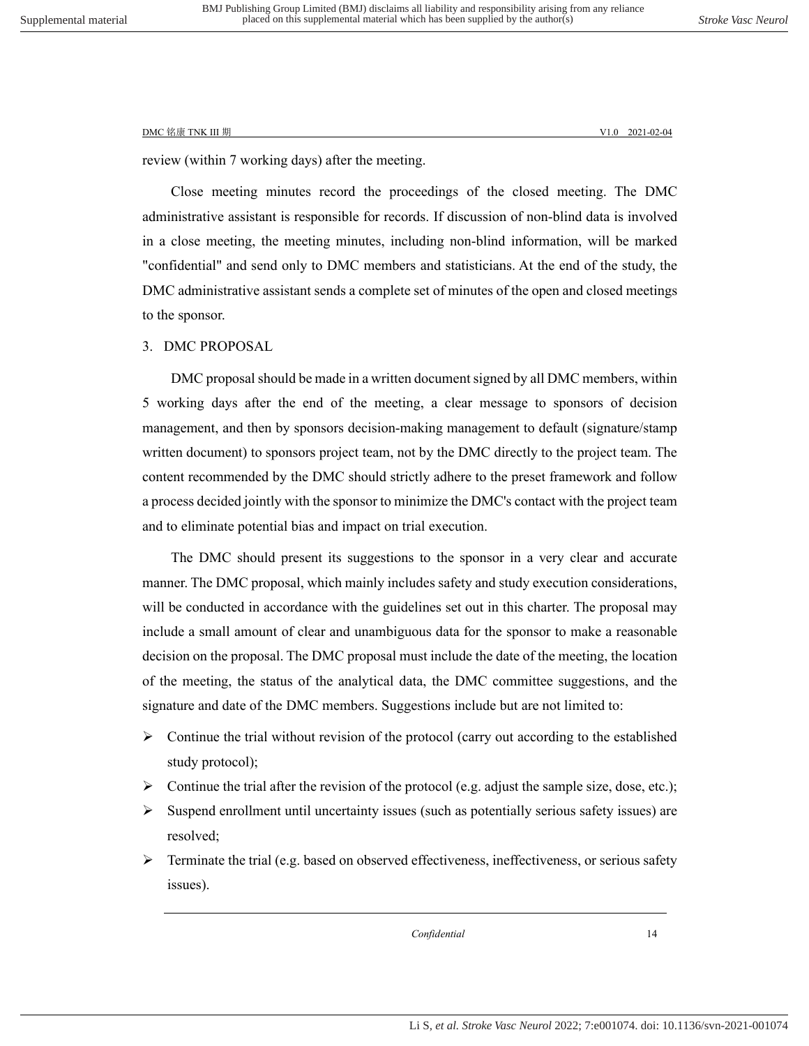review (within 7 working days) after the meeting.

Close meeting minutes record the proceedings of the closed meeting. The DMC administrative assistant is responsible for records. If discussion of non-blind data is involved in a close meeting, the meeting minutes, including non-blind information, will be marked "confidential" and send only to DMC members and statisticians. At the end of the study, the DMC administrative assistant sends a complete set of minutes of the open and closed meetings to the sponsor.

3. DMC PROPOSAL

DMC proposal should be made in a written document signed by all DMC members, within 5 working days after the end of the meeting, a clear message to sponsors of decision management, and then by sponsors decision-making management to default (signature/stamp written document) to sponsors project team, not by the DMC directly to the project team. The content recommended by the DMC should strictly adhere to the preset framework and follow a process decided jointly with the sponsor to minimize the DMC's contact with the project team and to eliminate potential bias and impact on trial execution.

The DMC should present its suggestions to the sponsor in a very clear and accurate manner. The DMC proposal, which mainly includes safety and study execution considerations, will be conducted in accordance with the guidelines set out in this charter. The proposal may include a small amount of clear and unambiguous data for the sponsor to make a reasonable decision on the proposal. The DMC proposal must include the date of the meeting, the location of the meeting, the status of the analytical data, the DMC committee suggestions, and the signature and date of the DMC members. Suggestions include but are not limited to:

- Continue the trial without revision of the protocol (carry out according to the established study protocol);
- Continue the trial after the revision of the protocol (e.g. adjust the sample size, dose, etc.);
- Suspend enrollment until uncertainty issues (such as potentially serious safety issues) are resolved;
- Terminate the trial (e.g. based on observed effectiveness, ineffectiveness, or serious safety issues).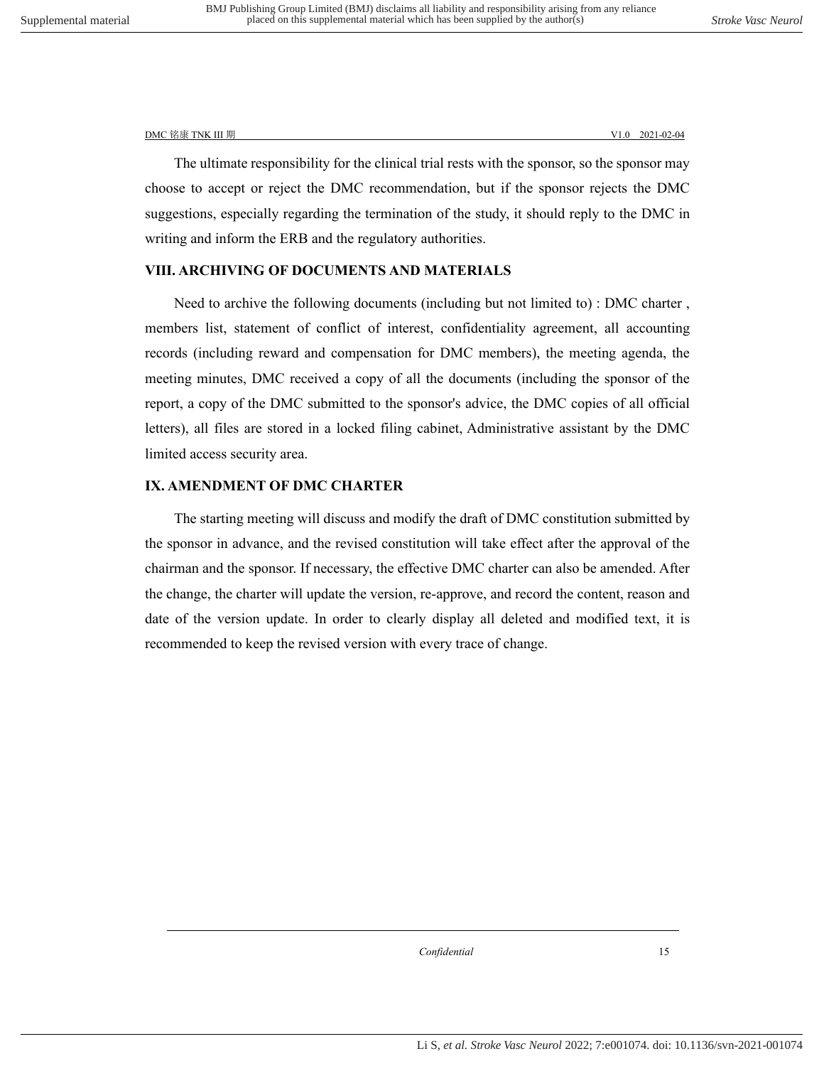The ultimate responsibility for the clinical trial rests with the sponsor, so the sponsor may choose to accept or reject the DMC recommendation, but if the sponsor rejects the DMC suggestions, especially regarding the termination of the study, it should reply to the DMC in writing and inform the ERB and the regulatory authorities.

## VIII. ARCHIVING OF DOCUMENTS AND MATERIALS

Need to archive the following documents (including but not limited to) : DMC charter , members list, statement of conflict of interest, confidentiality agreement, all accounting records (including reward and compensation for DMC members), the meeting agenda, the meeting minutes, DMC received a copy of all the documents (including the sponsor of the report, a copy of the DMC submitted to the sponsor's advice, the DMC copies of all official letters), all files are stored in a locked filing cabinet, Administrative assistant by the DMC limited access security area.

## IX. AMENDMENT OF DMC CHARTER

The starting meeting will discuss and modify the draft of DMC constitution submitted by the sponsor in advance, and the revised constitution will take effect after the approval of the chairman and the sponsor. If necessary, the effective DMC charter can also be amended. After the change, the charter will update the version, re-approve, and record the content, reason and date of the version update. In order to clearly display all deleted and modified text, it is recommended to keep the revised version with every trace of change.